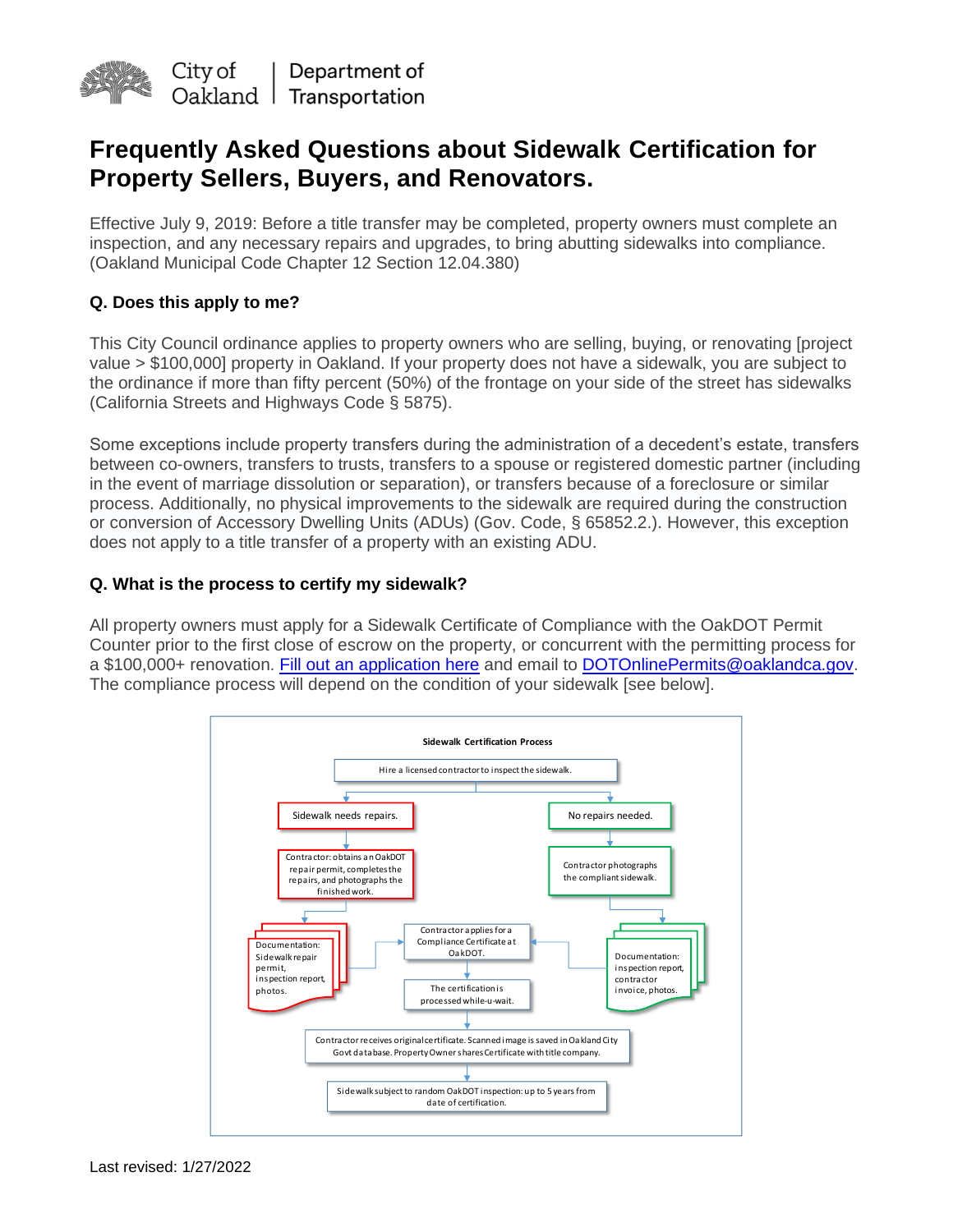City of Oakland | Department of Transportation

# Frequently Asked Questions about Sidewalk Certification for Property Sellers, Buyers, and Renovators.

Effective July 9, 2019: Before a title transfer may be completed, property owners must complete an inspection, and any necessary repairs and upgrades, to bring abutting sidewalks into compliance. (Oakland Municipal Code Chapter 12 Section 12.04.380)

### Q. Does this apply to me?

This City Council ordinance applies to property owners who are selling, buying, or renovating [project value > $100,000] property in Oakland. If your property does not have a sidewalk, you are subject to the ordinance if more than fifty percent (50%) of the frontage on your side of the street has sidewalks (California Streets and Highways Code § 5875).

Some exceptions include property transfers during the administration of a decedent's estate, transfers between co-owners, transfers to trusts, transfers to a spouse or registered domestic partner (including in the event of marriage dissolution or separation), or transfers because of a foreclosure or similar process. Additionally, no physical improvements to the sidewalk are required during the construction or conversion of Accessory Dwelling Units (ADUs) (Gov. Code, § 65852.2.). However, this exception does not apply to a title transfer of a property with an existing ADU.

### Q. What is the process to certify my sidewalk?

All property owners must apply for a Sidewalk Certificate of Compliance with the OakDOT Permit Counter prior to the first close of escrow on the property, or concurrent with the permitting process for a $100,000+ renovation. [Fill out an application here](#) and email to DOTOnlinePermits@oaklandca.gov. The compliance process will depend on the condition of your sidewalk [see below].

**Sidewalk Certification Process**

1. Hire a licensed contractor to inspect the sidewalk.
2. Either:
   - **Sidewalk needs repairs.** → Contractor: obtains an OakDOT repair permit, completes the repairs, and photographs the finished work. → Documentation: Sidewalk repair permit, inspection report, photos.
   - **No repairs needed.** → Contractor photographs the compliant sidewalk. → Documentation: inspection report, contractor invoice, photos.
3. Contractor applies for a Compliance Certificate at OakDOT.
4. The certification is processed while-u-wait.
5. Contractor receives original certificate. Scanned image is saved in Oakland City Govt database. Property Owner shares Certificate with title company.
6. Sidewalk subject to random OakDOT inspection: up to 5 years from date of certification.

Last revised: 1/27/2022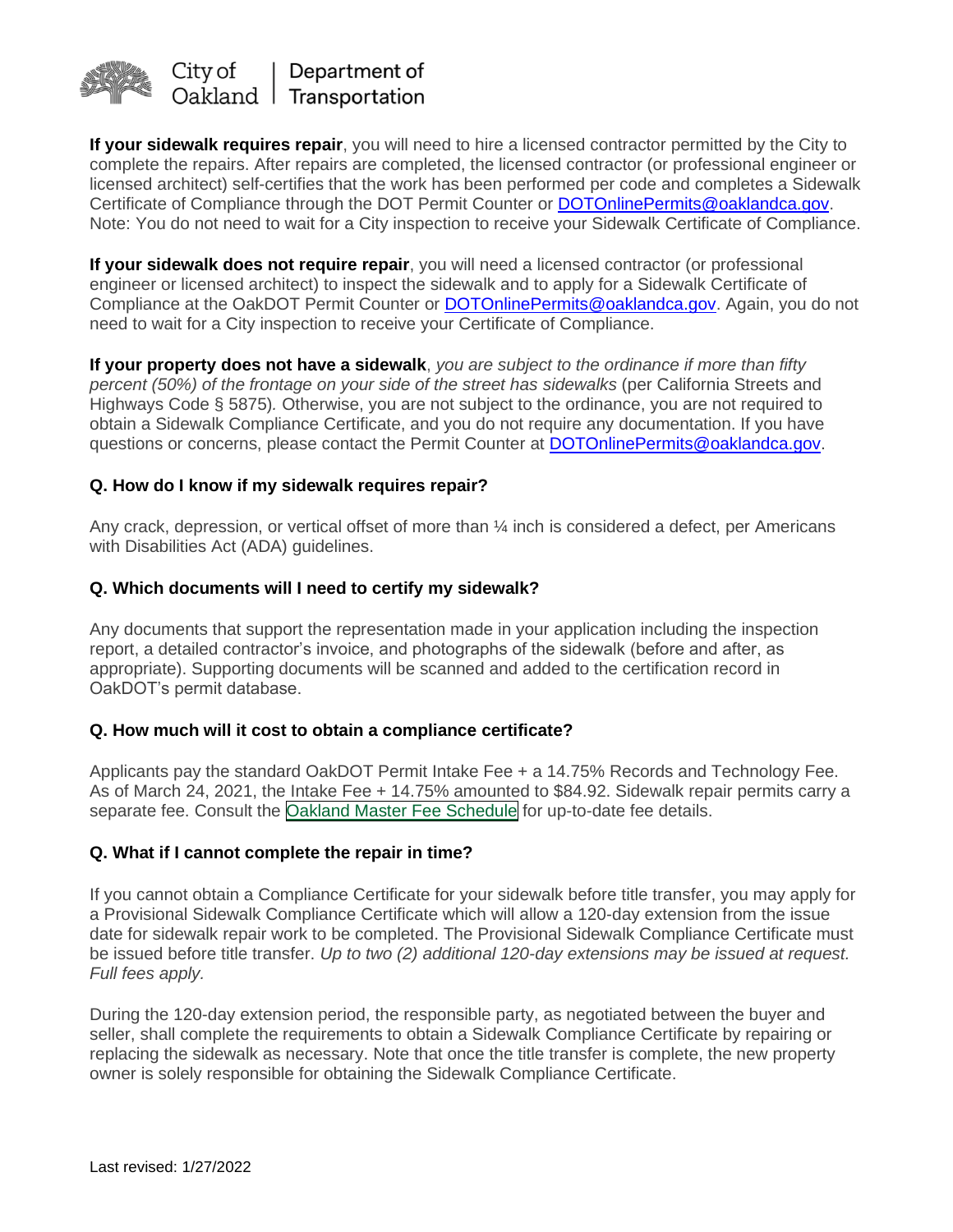**If your sidewalk requires repair**, you will need to hire a licensed contractor permitted by the City to complete the repairs. After repairs are completed, the licensed contractor (or professional engineer or licensed architect) self-certifies that the work has been performed per code and completes a Sidewalk Certificate of Compliance through the DOT Permit Counter or DOTOnlinePermits@oaklandca.gov. Note: You do not need to wait for a City inspection to receive your Sidewalk Certificate of Compliance.

**If your sidewalk does not require repair**, you will need a licensed contractor (or professional engineer or licensed architect) to inspect the sidewalk and to apply for a Sidewalk Certificate of Compliance at the OakDOT Permit Counter or DOTOnlinePermits@oaklandca.gov. Again, you do not need to wait for a City inspection to receive your Certificate of Compliance.

**If your property does not have a sidewalk**, *you are subject to the ordinance if more than fifty percent (50%) of the frontage on your side of the street has sidewalks* (per California Streets and Highways Code § 5875). Otherwise, you are not subject to the ordinance, you are not required to obtain a Sidewalk Compliance Certificate, and you do not require any documentation. If you have questions or concerns, please contact the Permit Counter at DOTOnlinePermits@oaklandca.gov.

### Q. How do I know if my sidewalk requires repair?

Any crack, depression, or vertical offset of more than ¼ inch is considered a defect, per Americans with Disabilities Act (ADA) guidelines.

### Q. Which documents will I need to certify my sidewalk?

Any documents that support the representation made in your application including the inspection report, a detailed contractor's invoice, and photographs of the sidewalk (before and after, as appropriate). Supporting documents will be scanned and added to the certification record in OakDOT's permit database.

### Q. How much will it cost to obtain a compliance certificate?

Applicants pay the standard OakDOT Permit Intake Fee + a 14.75% Records and Technology Fee. As of March 24, 2021, the Intake Fee + 14.75% amounted to $84.92. Sidewalk repair permits carry a separate fee. Consult the Oakland Master Fee Schedule for up-to-date fee details.

### Q. What if I cannot complete the repair in time?

If you cannot obtain a Compliance Certificate for your sidewalk before title transfer, you may apply for a Provisional Sidewalk Compliance Certificate which will allow a 120-day extension from the issue date for sidewalk repair work to be completed. The Provisional Sidewalk Compliance Certificate must be issued before title transfer. *Up to two (2) additional 120-day extensions may be issued at request. Full fees apply.*

During the 120-day extension period, the responsible party, as negotiated between the buyer and seller, shall complete the requirements to obtain a Sidewalk Compliance Certificate by repairing or replacing the sidewalk as necessary. Note that once the title transfer is complete, the new property owner is solely responsible for obtaining the Sidewalk Compliance Certificate.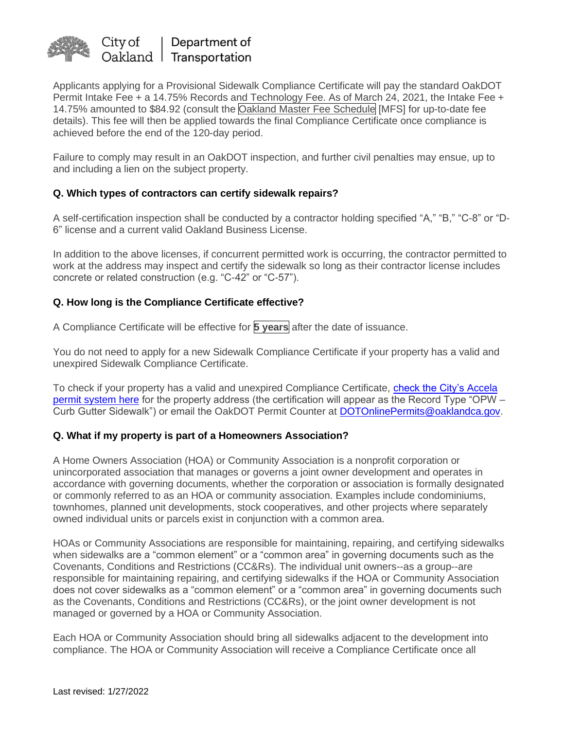Applicants applying for a Provisional Sidewalk Compliance Certificate will pay the standard OakDOT Permit Intake Fee + a 14.75% Records and Technology Fee. As of March 24, 2021, the Intake Fee + 14.75% amounted to $84.92 (consult the Oakland Master Fee Schedule [MFS] for up-to-date fee details). This fee will then be applied towards the final Compliance Certificate once compliance is achieved before the end of the 120-day period.

Failure to comply may result in an OakDOT inspection, and further civil penalties may ensue, up to and including a lien on the subject property.

**Q. Which types of contractors can certify sidewalk repairs?**

A self-certification inspection shall be conducted by a contractor holding specified "A," "B," "C-8" or "D-6" license and a current valid Oakland Business License.

In addition to the above licenses, if concurrent permitted work is occurring, the contractor permitted to work at the address may inspect and certify the sidewalk so long as their contractor license includes concrete or related construction (e.g. "C-42" or "C-57").

**Q. How long is the Compliance Certificate effective?**

A Compliance Certificate will be effective for **5 years** after the date of issuance.

You do not need to apply for a new Sidewalk Compliance Certificate if your property has a valid and unexpired Sidewalk Compliance Certificate.

To check if your property has a valid and unexpired Compliance Certificate, check the City's Accela permit system here for the property address (the certification will appear as the Record Type "OPW – Curb Gutter Sidewalk") or email the OakDOT Permit Counter at DOTOnlinePermits@oaklandca.gov.

**Q. What if my property is part of a Homeowners Association?**

A Home Owners Association (HOA) or Community Association is a nonprofit corporation or unincorporated association that manages or governs a joint owner development and operates in accordance with governing documents, whether the corporation or association is formally designated or commonly referred to as an HOA or community association. Examples include condominiums, townhomes, planned unit developments, stock cooperatives, and other projects where separately owned individual units or parcels exist in conjunction with a common area.

HOAs or Community Associations are responsible for maintaining, repairing, and certifying sidewalks when sidewalks are a "common element" or a "common area" in governing documents such as the Covenants, Conditions and Restrictions (CC&Rs). The individual unit owners--as a group--are responsible for maintaining repairing, and certifying sidewalks if the HOA or Community Association does not cover sidewalks as a "common element" or a "common area" in governing documents such as the Covenants, Conditions and Restrictions (CC&Rs), or the joint owner development is not managed or governed by a HOA or Community Association.

Each HOA or Community Association should bring all sidewalks adjacent to the development into compliance. The HOA or Community Association will receive a Compliance Certificate once all

Last revised: 1/27/2022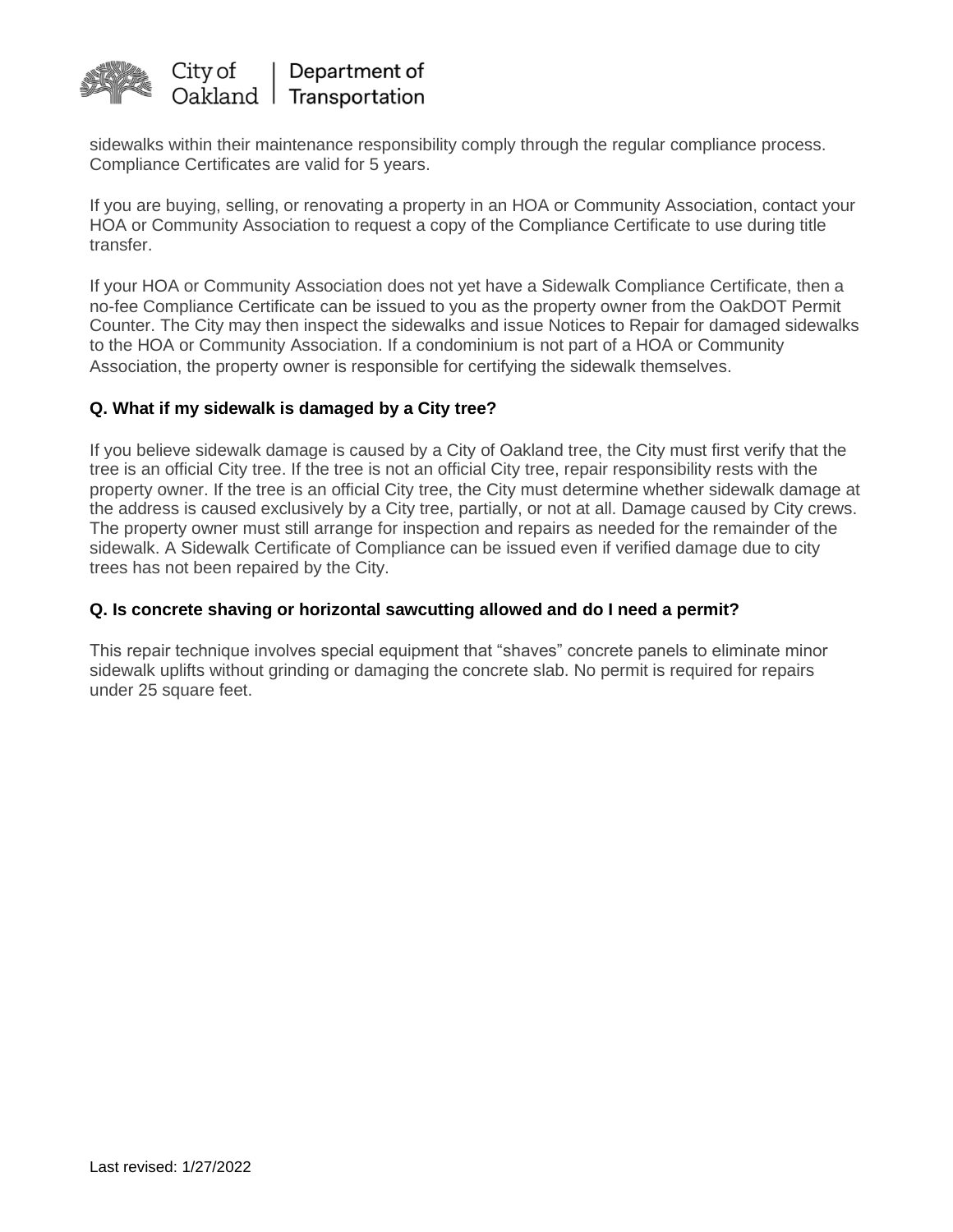sidewalks within their maintenance responsibility comply through the regular compliance process. Compliance Certificates are valid for 5 years.

If you are buying, selling, or renovating a property in an HOA or Community Association, contact your HOA or Community Association to request a copy of the Compliance Certificate to use during title transfer.

If your HOA or Community Association does not yet have a Sidewalk Compliance Certificate, then a no-fee Compliance Certificate can be issued to you as the property owner from the OakDOT Permit Counter. The City may then inspect the sidewalks and issue Notices to Repair for damaged sidewalks to the HOA or Community Association. If a condominium is not part of a HOA or Community Association, the property owner is responsible for certifying the sidewalk themselves.

**Q. What if my sidewalk is damaged by a City tree?**

If you believe sidewalk damage is caused by a City of Oakland tree, the City must first verify that the tree is an official City tree. If the tree is not an official City tree, repair responsibility rests with the property owner. If the tree is an official City tree, the City must determine whether sidewalk damage at the address is caused exclusively by a City tree, partially, or not at all. Damage caused by City crews. The property owner must still arrange for inspection and repairs as needed for the remainder of the sidewalk. A Sidewalk Certificate of Compliance can be issued even if verified damage due to city trees has not been repaired by the City.

**Q. Is concrete shaving or horizontal sawcutting allowed and do I need a permit?**

This repair technique involves special equipment that "shaves" concrete panels to eliminate minor sidewalk uplifts without grinding or damaging the concrete slab. No permit is required for repairs under 25 square feet.

Last revised: 1/27/2022